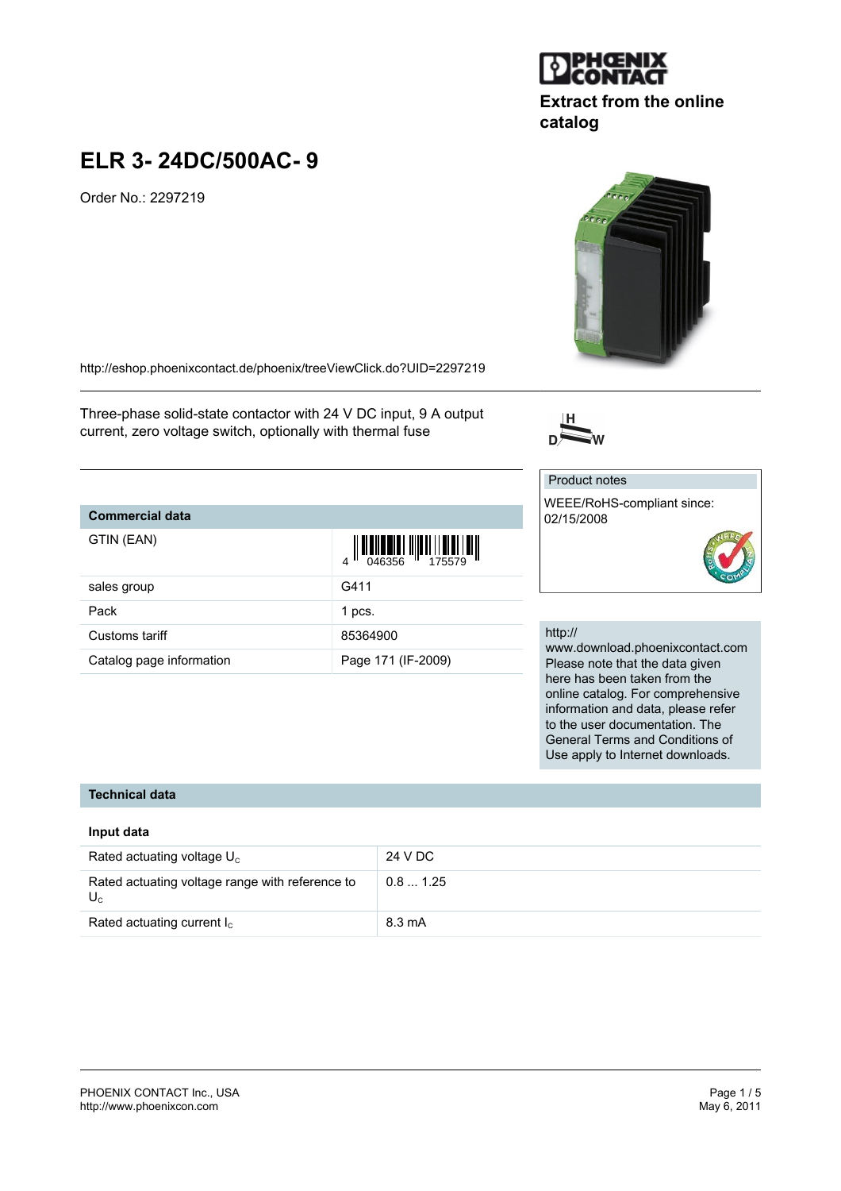Extract from the online catalog

# ELR 3- 24DC/500AC- 9

Order No.: 2297219

http://eshop.phoenixcontact.de/phoenix/treeViewClick.do?UID=2297219

Three-phase solid-state contactor with 24 V DC input, 9 A output current, zero voltage switch, optionally with thermal fuse

| Commercial data | |
|---|---|
| GTIN (EAN) | 4 046356 175579 |
| sales group | G411 |
| Pack | 1 pcs. |
| Customs tariff | 85364900 |
| Catalog page information | Page 171 (IF-2009) |

Product notes

WEEE/RoHS-compliant since: 02/15/2008

http://www.download.phoenixcontact.com
Please note that the data given here has been taken from the online catalog. For comprehensive information and data, please refer to the user documentation. The General Terms and Conditions of Use apply to Internet downloads.

## Technical data

### Input data

| | |
|---|---|
| Rated actuating voltage $U_C$ | 24 V DC |
| Rated actuating voltage range with reference to $U_C$ | 0.8 ... 1.25 |
| Rated actuating current $I_C$ | 8.3 mA |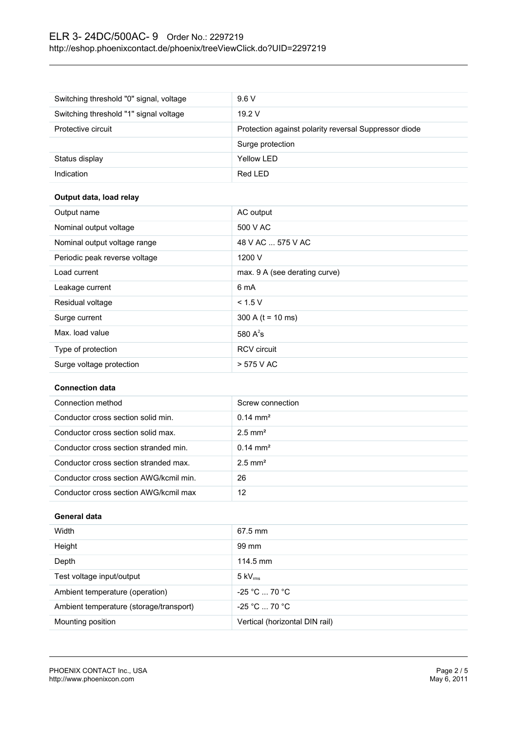| | |
|---|---|
| Switching threshold "0" signal, voltage | 9.6 V |
| Switching threshold "1" signal voltage | 19.2 V |
| Protective circuit | Protection against polarity reversal Suppressor diode |
| | Surge protection |
| Status display | Yellow LED |
| Indication | Red LED |

**Output data, load relay**

| | |
|---|---|
| Output name | AC output |
| Nominal output voltage | 500 V AC |
| Nominal output voltage range | 48 V AC ... 575 V AC |
| Periodic peak reverse voltage | 1200 V |
| Load current | max. 9 A (see derating curve) |
| Leakage current | 6 mA |
| Residual voltage | < 1.5 V |
| Surge current | 300 A (t = 10 ms) |
| Max. load value | 580 $A^2s$ |
| Type of protection | RCV circuit |
| Surge voltage protection | > 575 V AC |

**Connection data**

| | |
|---|---|
| Connection method | Screw connection |
| Conductor cross section solid min. | 0.14 mm² |
| Conductor cross section solid max. | 2.5 mm² |
| Conductor cross section stranded min. | 0.14 mm² |
| Conductor cross section stranded max. | 2.5 mm² |
| Conductor cross section AWG/kcmil min. | 26 |
| Conductor cross section AWG/kcmil max | 12 |

**General data**

| | |
|---|---|
| Width | 67.5 mm |
| Height | 99 mm |
| Depth | 114.5 mm |
| Test voltage input/output | 5 $kV_{rms}$ |
| Ambient temperature (operation) | -25 °C ... 70 °C |
| Ambient temperature (storage/transport) | -25 °C ... 70 °C |
| Mounting position | Vertical (horizontal DIN rail) |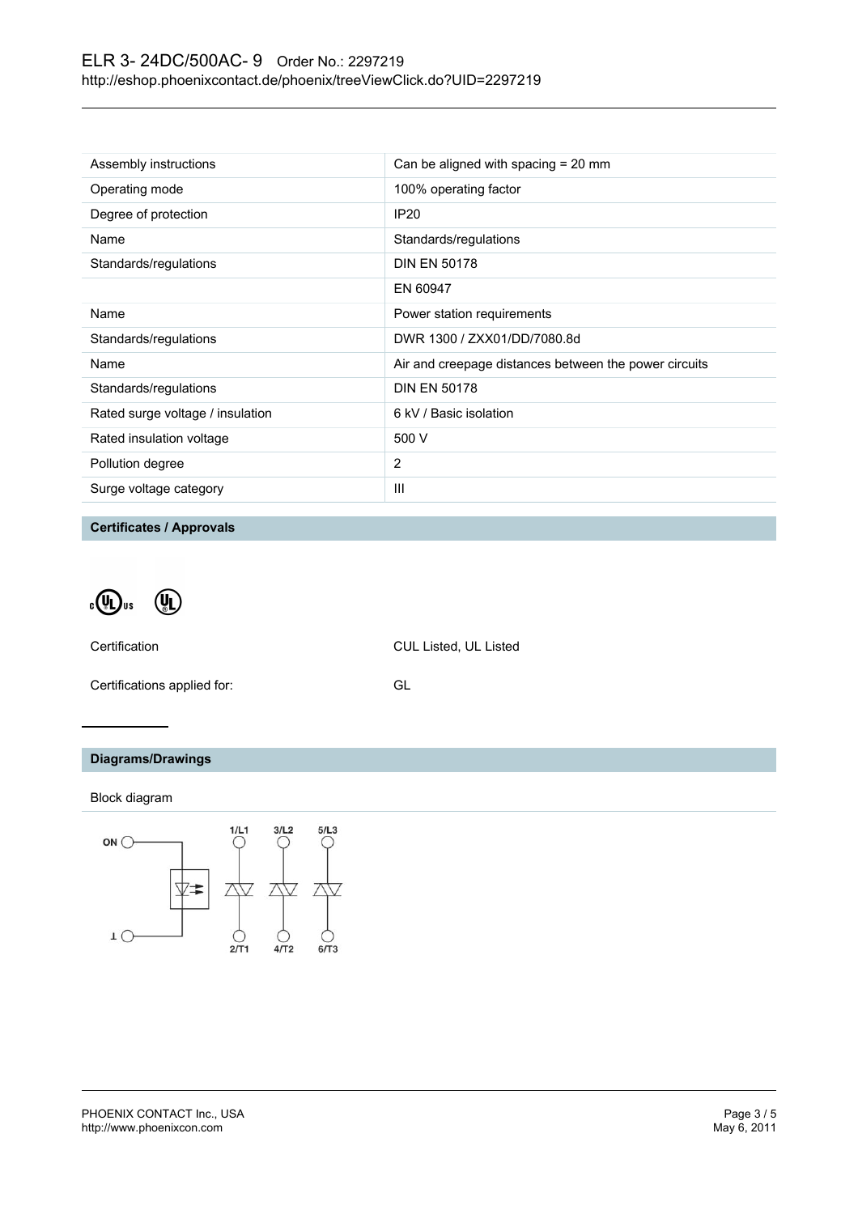| | |
|---|---|
| Assembly instructions | Can be aligned with spacing = 20 mm |
| Operating mode | 100% operating factor |
| Degree of protection | IP20 |
| Name | Standards/regulations |
| Standards/regulations | DIN EN 50178 |
| | EN 60947 |
| Name | Power station requirements |
| Standards/regulations | DWR 1300 / ZXX01/DD/7080.8d |
| Name | Air and creepage distances between the power circuits |
| Standards/regulations | DIN EN 50178 |
| Rated surge voltage / insulation | 6 kV / Basic isolation |
| Rated insulation voltage | 500 V |
| Pollution degree | 2 |
| Surge voltage category | III |

## Certificates / Approvals

| | |
|---|---|
| Certification | CUL Listed, UL Listed |
| Certifications applied for: | GL |

## Diagrams/Drawings

Block diagram

ON

⊥

1/L1 3/L2 5/L3

2/T1 4/T2 6/T3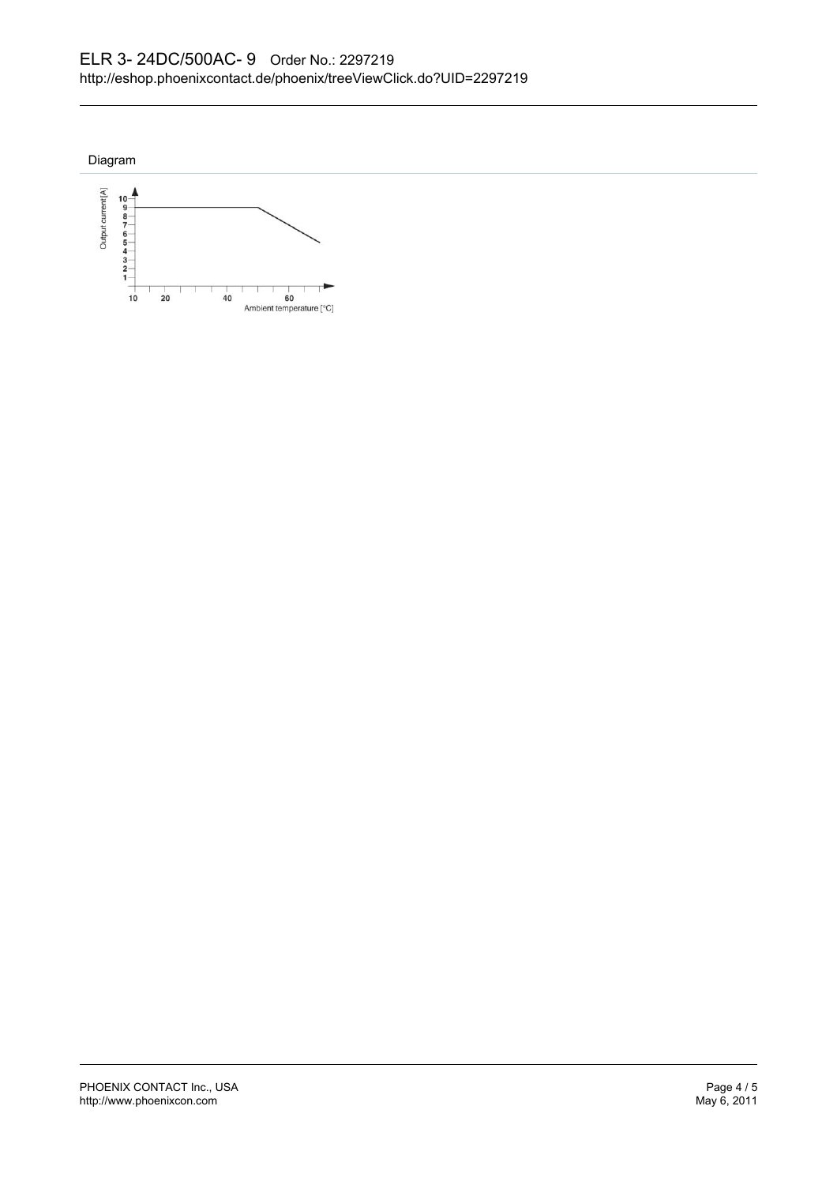## Diagram

Output current [A]

10
9
8
7
6
5
4
3
2
1

10 20 40 60

Ambient temperature [°C]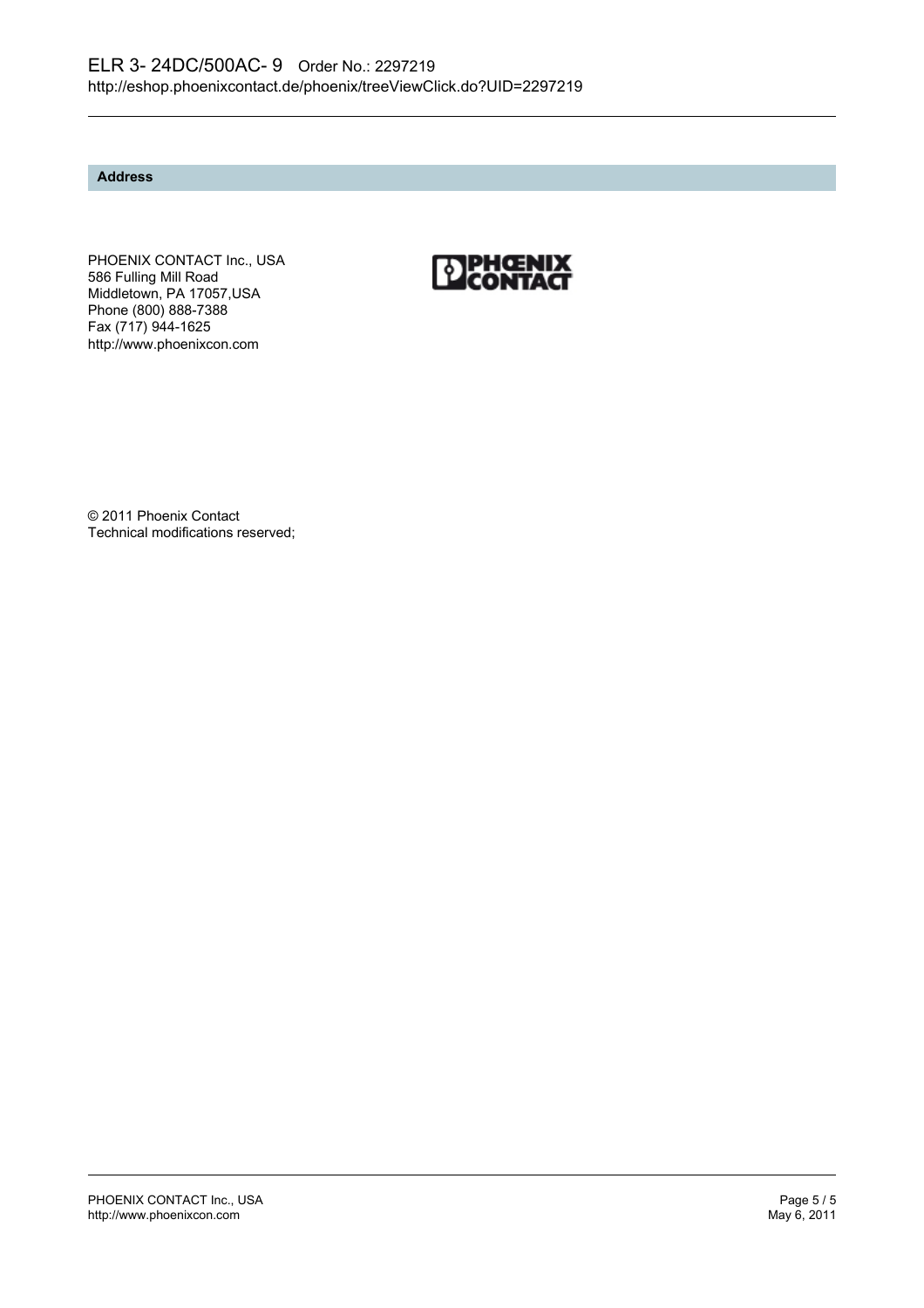## Address

PHOENIX CONTACT Inc., USA
586 Fulling Mill Road
Middletown, PA 17057,USA
Phone (800) 888-7388
Fax (717) 944-1625
http://www.phoenixcon.com

© 2011 Phoenix Contact
Technical modifications reserved;